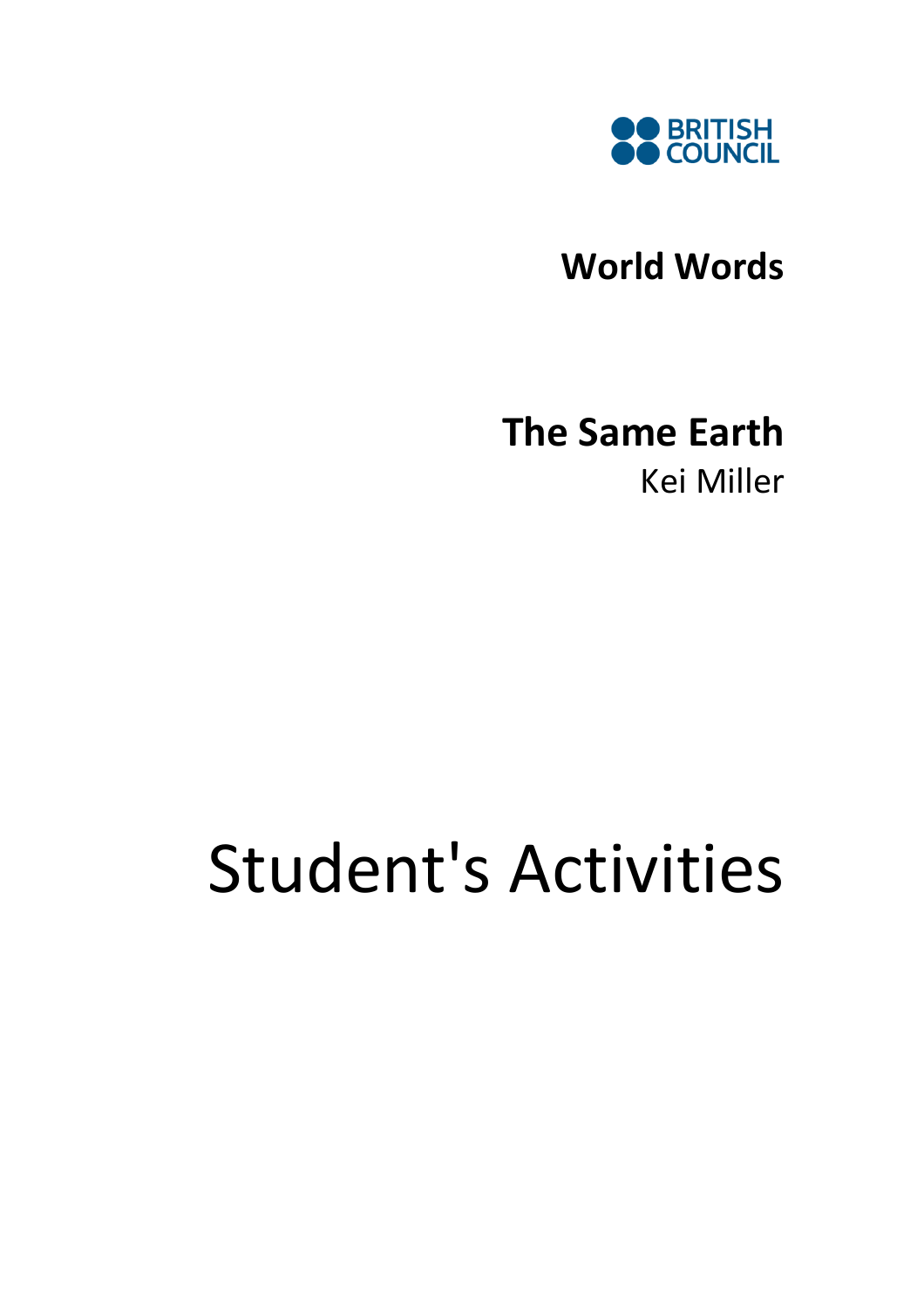BRITISH COUNCIL

**World Words**

# The Same Earth

Kei Miller

# Student's Activities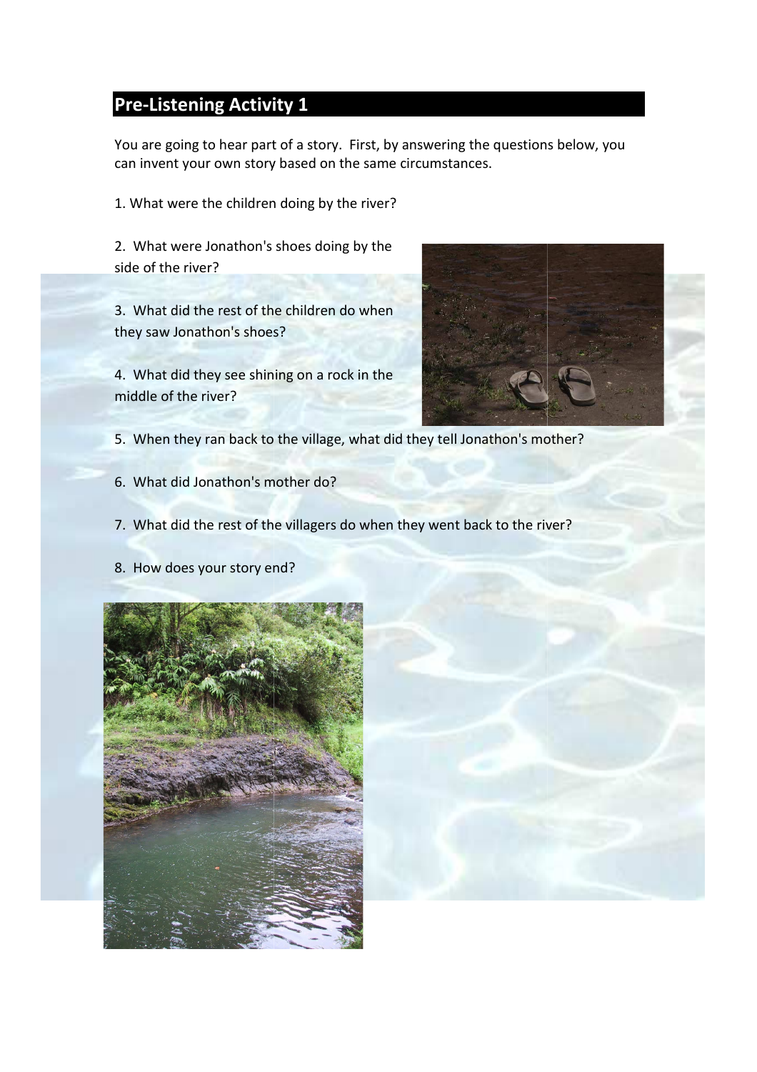## Pre-Listening Activity 1

You are going to hear part of a story. First, by answering the questions below, you can invent your own story based on the same circumstances.

1. What were the children doing by the river?

2. What were Jonathon's shoes doing by the side of the river?

3. What did the rest of the children do when they saw Jonathon's shoes?

4. What did they see shining on a rock in the middle of the river?

5. When they ran back to the village, what did they tell Jonathon's mother?

6. What did Jonathon's mother do?

7. What did the rest of the villagers do when they went back to the river?

8. How does your story end?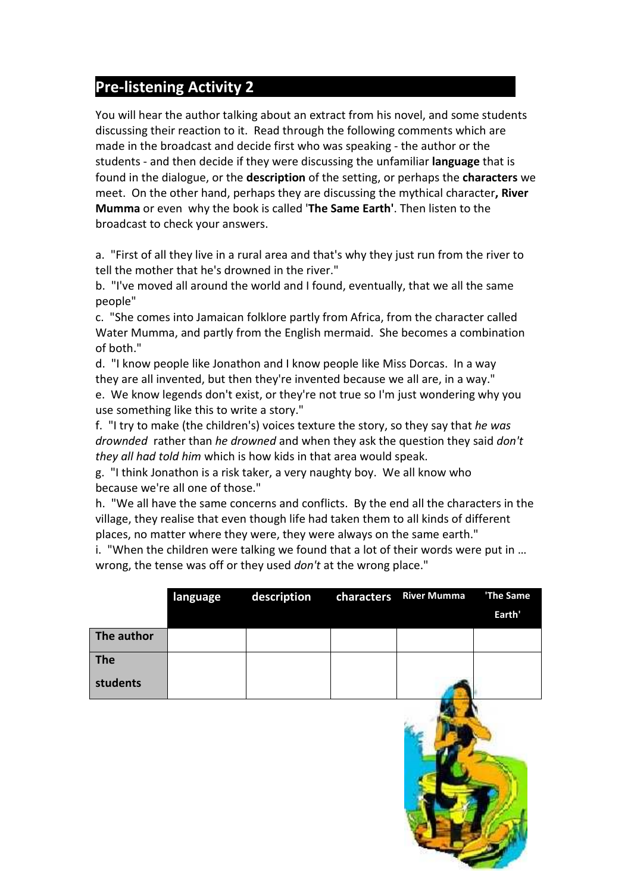## Pre-listening Activity 2

You will hear the author talking about an extract from his novel, and some students discussing their reaction to it. Read through the following comments which are made in the broadcast and decide first who was speaking - the author or the students - and then decide if they were discussing the unfamiliar **language** that is found in the dialogue, or the **description** of the setting, or perhaps the **characters** we meet. On the other hand, perhaps they are discussing the mythical character**, River Mumma** or even why the book is called '**The Same Earth'**. Then listen to the broadcast to check your answers.

a. "First of all they live in a rural area and that's why they just run from the river to tell the mother that he's drowned in the river."

b. "I've moved all around the world and I found, eventually, that we all the same people"

c. "She comes into Jamaican folklore partly from Africa, from the character called Water Mumma, and partly from the English mermaid. She becomes a combination of both."

d. "I know people like Jonathon and I know people like Miss Dorcas. In a way they are all invented, but then they're invented because we all are, in a way."

e. We know legends don't exist, or they're not true so I'm just wondering why you use something like this to write a story."

f. "I try to make (the children's) voices texture the story, so they say that *he was drownded* rather than *he drowned* and when they ask the question they said *don't they all had told him* which is how kids in that area would speak.

g. "I think Jonathon is a risk taker, a very naughty boy. We all know who because we're all one of those."

h. "We all have the same concerns and conflicts. By the end all the characters in the village, they realise that even though life had taken them to all kinds of different places, no matter where they were, they were always on the same earth."

i. "When the children were talking we found that a lot of their words were put in … wrong, the tense was off or they used *don't* at the wrong place."

| | language | description | characters | River Mumma | 'The Same Earth' |
|---|---|---|---|---|---|
| The author | | | | | |
| The students | | | | | |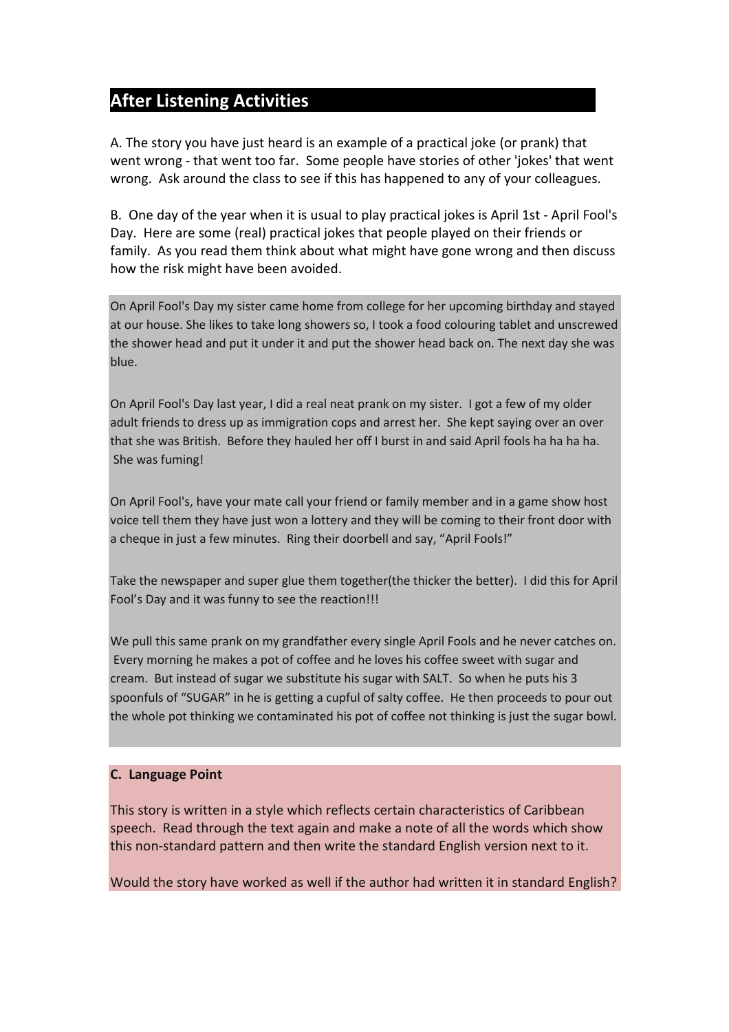## After Listening Activities

A. The story you have just heard is an example of a practical joke (or prank) that went wrong - that went too far. Some people have stories of other 'jokes' that went wrong. Ask around the class to see if this has happened to any of your colleagues.

B. One day of the year when it is usual to play practical jokes is April 1st - April Fool's Day. Here are some (real) practical jokes that people played on their friends or family. As you read them think about what might have gone wrong and then discuss how the risk might have been avoided.

On April Fool's Day my sister came home from college for her upcoming birthday and stayed at our house. She likes to take long showers so, I took a food colouring tablet and unscrewed the shower head and put it under it and put the shower head back on. The next day she was blue.

On April Fool's Day last year, I did a real neat prank on my sister. I got a few of my older adult friends to dress up as immigration cops and arrest her. She kept saying over an over that she was British. Before they hauled her off I burst in and said April fools ha ha ha ha. She was fuming!

On April Fool's, have your mate call your friend or family member and in a game show host voice tell them they have just won a lottery and they will be coming to their front door with a cheque in just a few minutes. Ring their doorbell and say, "April Fools!"

Take the newspaper and super glue them together(the thicker the better). I did this for April Fool's Day and it was funny to see the reaction!!!

We pull this same prank on my grandfather every single April Fools and he never catches on. Every morning he makes a pot of coffee and he loves his coffee sweet with sugar and cream. But instead of sugar we substitute his sugar with SALT. So when he puts his 3 spoonfuls of "SUGAR" in he is getting a cupful of salty coffee. He then proceeds to pour out the whole pot thinking we contaminated his pot of coffee not thinking is just the sugar bowl.

**C. Language Point**

This story is written in a style which reflects certain characteristics of Caribbean speech. Read through the text again and make a note of all the words which show this non-standard pattern and then write the standard English version next to it.

Would the story have worked as well if the author had written it in standard English?